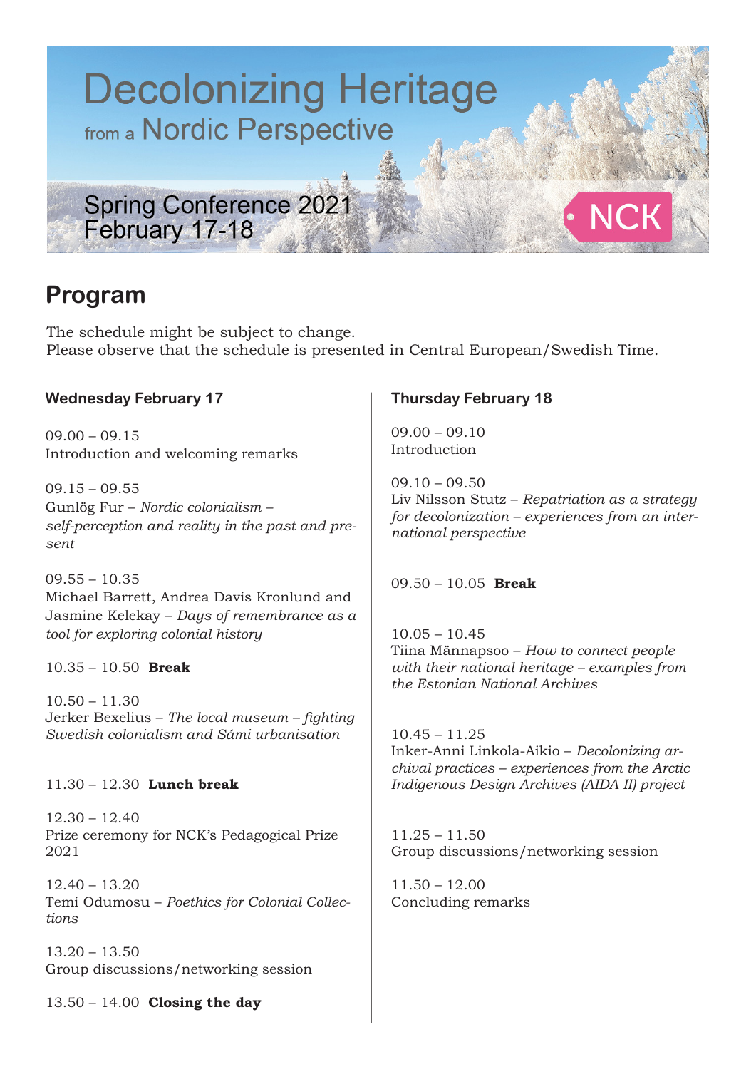# Decolonizing Heritage

## from a Nordic Perspective

Spring Conference 2021
February 17-18

NCK

## Program

The schedule might be subject to change.
Please observe that the schedule is presented in Central European/Swedish Time.

### Wednesday February 17

09.00 – 09.15
Introduction and welcoming remarks

09.15 – 09.55
Gunlög Fur – *Nordic colonialism – self-perception and reality in the past and present*

09.55 – 10.35
Michael Barrett, Andrea Davis Kronlund and Jasmine Kelekay – *Days of remembrance as a tool for exploring colonial history*

10.35 – 10.50 **Break**

10.50 – 11.30
Jerker Bexelius – *The local museum – fighting Swedish colonialism and Sámi urbanisation*

11.30 – 12.30 **Lunch break**

12.30 – 12.40
Prize ceremony for NCK's Pedagogical Prize 2021

12.40 – 13.20
Temi Odumosu – *Poethics for Colonial Collections*

13.20 – 13.50
Group discussions/networking session

13.50 – 14.00 **Closing the day**

### Thursday February 18

09.00 – 09.10
Introduction

09.10 – 09.50
Liv Nilsson Stutz – *Repatriation as a strategy for decolonization – experiences from an international perspective*

09.50 – 10.05 **Break**

10.05 – 10.45
Tiina Männapsoo – *How to connect people with their national heritage – examples from the Estonian National Archives*

10.45 – 11.25
Inker-Anni Linkola-Aikio – *Decolonizing archival practices – experiences from the Arctic Indigenous Design Archives (AIDA II) project*

11.25 – 11.50
Group discussions/networking session

11.50 – 12.00
Concluding remarks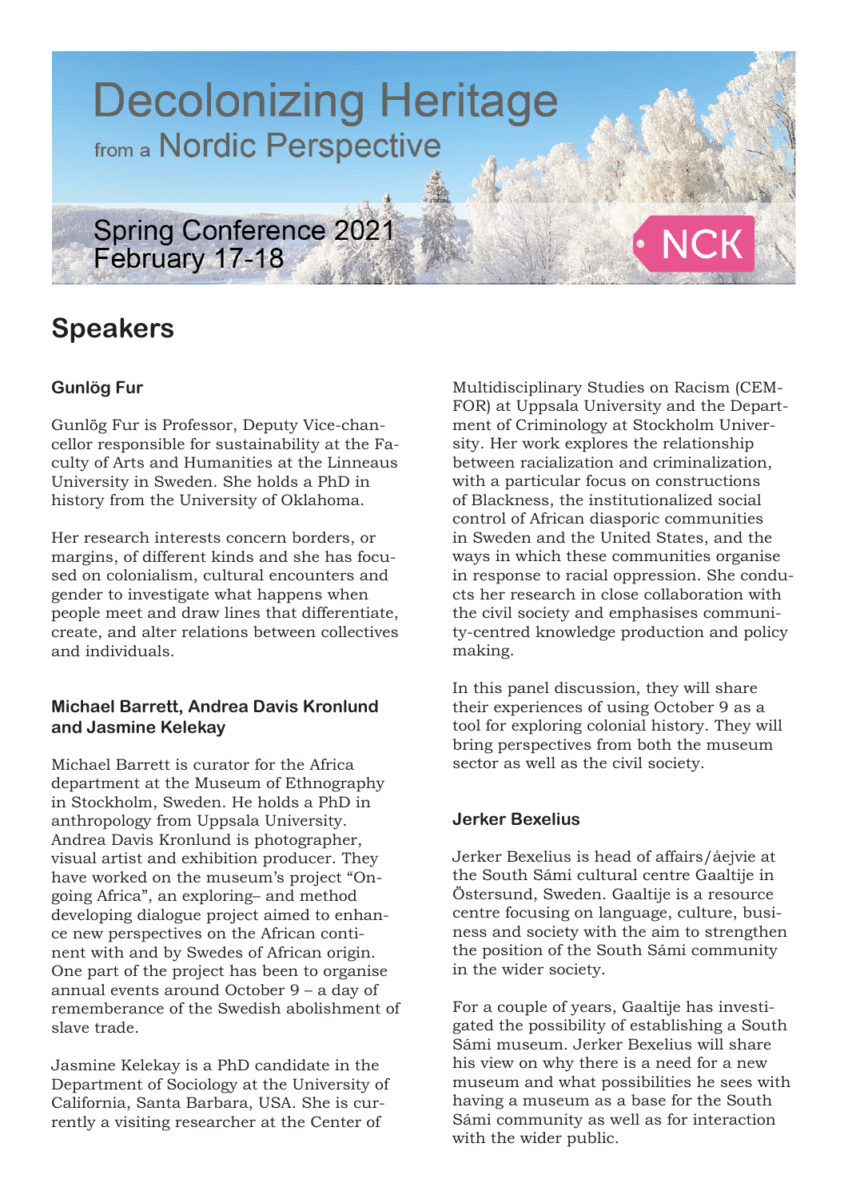# Decolonizing Heritage

from a Nordic Perspective

Spring Conference 2021
February 17-18

NCK

## Speakers

### Gunlög Fur

Gunlög Fur is Professor, Deputy Vice-chancellor responsible for sustainability at the Faculty of Arts and Humanities at the Linneaus University in Sweden. She holds a PhD in history from the University of Oklahoma.

Her research interests concern borders, or margins, of different kinds and she has focused on colonialism, cultural encounters and gender to investigate what happens when people meet and draw lines that differentiate, create, and alter relations between collectives and individuals.

### Michael Barrett, Andrea Davis Kronlund and Jasmine Kelekay

Michael Barrett is curator for the Africa department at the Museum of Ethnography in Stockholm, Sweden. He holds a PhD in anthropology from Uppsala University. Andrea Davis Kronlund is photographer, visual artist and exhibition producer. They have worked on the museum's project "Ongoing Africa", an exploring– and method developing dialogue project aimed to enhance new perspectives on the African continent with and by Swedes of African origin. One part of the project has been to organise annual events around October 9 – a day of rememberance of the Swedish abolishment of slave trade.

Jasmine Kelekay is a PhD candidate in the Department of Sociology at the University of California, Santa Barbara, USA. She is currently a visiting researcher at the Center of Multidisciplinary Studies on Racism (CEMFOR) at Uppsala University and the Department of Criminology at Stockholm University. Her work explores the relationship between racialization and criminalization, with a particular focus on constructions of Blackness, the institutionalized social control of African diasporic communities in Sweden and the United States, and the ways in which these communities organise in response to racial oppression. She conducts her research in close collaboration with the civil society and emphasises community-centred knowledge production and policy making.

In this panel discussion, they will share their experiences of using October 9 as a tool for exploring colonial history. They will bring perspectives from both the museum sector as well as the civil society.

### Jerker Bexelius

Jerker Bexelius is head of affairs/åejvie at the South Sámi cultural centre Gaaltije in Östersund, Sweden. Gaaltije is a resource centre focusing on language, culture, business and society with the aim to strengthen the position of the South Sámi community in the wider society.

For a couple of years, Gaaltije has investigated the possibility of establishing a South Sámi museum. Jerker Bexelius will share his view on why there is a need for a new museum and what possibilities he sees with having a museum as a base for the South Sámi community as well as for interaction with the wider public.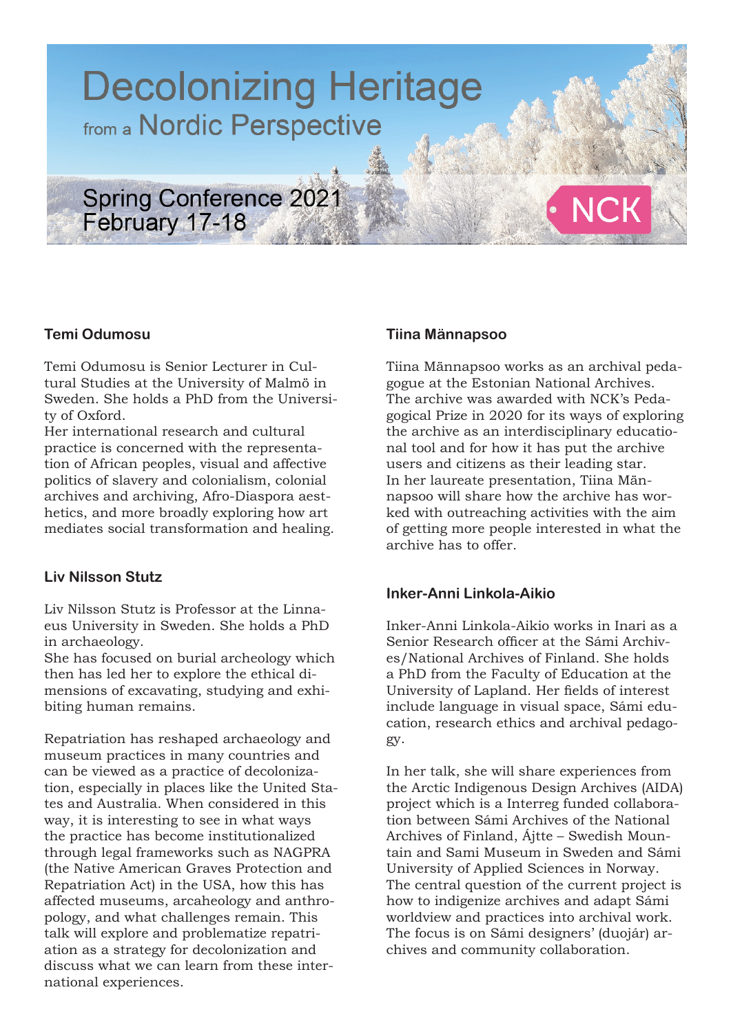# Decolonizing Heritage

from a Nordic Perspective

Spring Conference 2021
February 17-18

NCK

### Temi Odumosu

Temi Odumosu is Senior Lecturer in Cultural Studies at the University of Malmö in Sweden. She holds a PhD from the University of Oxford.
Her international research and cultural practice is concerned with the representation of African peoples, visual and affective politics of slavery and colonialism, colonial archives and archiving, Afro-Diaspora aesthetics, and more broadly exploring how art mediates social transformation and healing.

### Liv Nilsson Stutz

Liv Nilsson Stutz is Professor at the Linnaeus University in Sweden. She holds a PhD in archaeology.
She has focused on burial archeology which then has led her to explore the ethical dimensions of excavating, studying and exhibiting human remains.

Repatriation has reshaped archaeology and museum practices in many countries and can be viewed as a practice of decolonization, especially in places like the United States and Australia. When considered in this way, it is interesting to see in what ways the practice has become institutionalized through legal frameworks such as NAGPRA (the Native American Graves Protection and Repatriation Act) in the USA, how this has affected museums, arcaheology and anthropology, and what challenges remain. This talk will explore and problematize repatriation as a strategy for decolonization and discuss what we can learn from these international experiences.

### Tiina Männapsoo

Tiina Männapsoo works as an archival pedagogue at the Estonian National Archives. The archive was awarded with NCK's Pedagogical Prize in 2020 for its ways of exploring the archive as an interdisciplinary educational tool and for how it has put the archive users and citizens as their leading star.
In her laureate presentation, Tiina Männapsoo will share how the archive has worked with outreaching activities with the aim of getting more people interested in what the archive has to offer.

### Inker-Anni Linkola-Aikio

Inker-Anni Linkola-Aikio works in Inari as a Senior Research officer at the Sámi Archives/National Archives of Finland. She holds a PhD from the Faculty of Education at the University of Lapland. Her fields of interest include language in visual space, Sámi education, research ethics and archival pedagogy.

In her talk, she will share experiences from the Arctic Indigenous Design Archives (AIDA) project which is a Interreg funded collaboration between Sámi Archives of the National Archives of Finland, Ájtte – Swedish Mountain and Sami Museum in Sweden and Sámi University of Applied Sciences in Norway. The central question of the current project is how to indigenize archives and adapt Sámi worldview and practices into archival work. The focus is on Sámi designers' (duojár) archives and community collaboration.